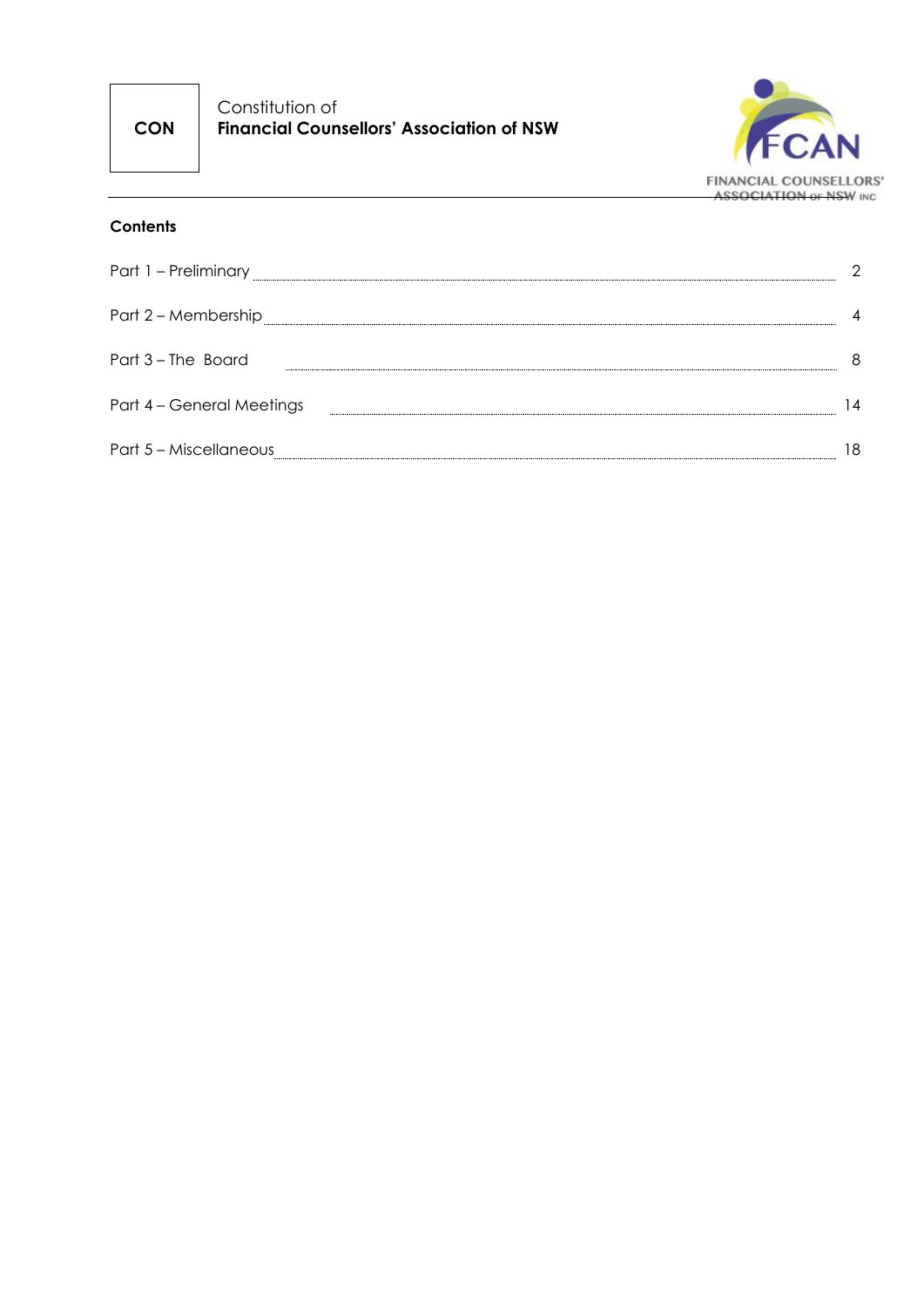CON

Constitution of
**Financial Counsellors' Association of NSW**

FINANCIAL COUNSELLORS' ASSOCIATION OF NSW INC

## Contents

| Part | Page |
| --- | --- |
| Part 1 – Preliminary | 2 |
| Part 2 – Membership | 4 |
| Part 3 – The Board | 8 |
| Part 4 – General Meetings | 14 |
| Part 5 – Miscellaneous | 18 |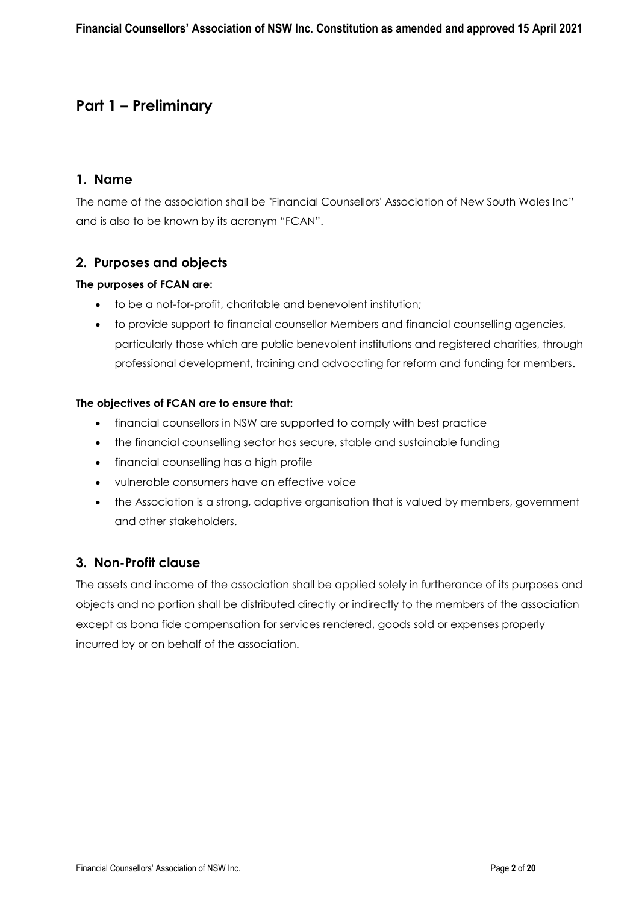# Part 1 – Preliminary

## 1. Name

The name of the association shall be "Financial Counsellors' Association of New South Wales Inc" and is also to be known by its acronym "FCAN".

## 2. Purposes and objects

**The purposes of FCAN are:**

- to be a not-for-profit, charitable and benevolent institution;
- to provide support to financial counsellor Members and financial counselling agencies, particularly those which are public benevolent institutions and registered charities, through professional development, training and advocating for reform and funding for members.

**The objectives of FCAN are to ensure that:**

- financial counsellors in NSW are supported to comply with best practice
- the financial counselling sector has secure, stable and sustainable funding
- financial counselling has a high profile
- vulnerable consumers have an effective voice
- the Association is a strong, adaptive organisation that is valued by members, government and other stakeholders.

## 3. Non-Profit clause

The assets and income of the association shall be applied solely in furtherance of its purposes and objects and no portion shall be distributed directly or indirectly to the members of the association except as bona fide compensation for services rendered, goods sold or expenses properly incurred by or on behalf of the association.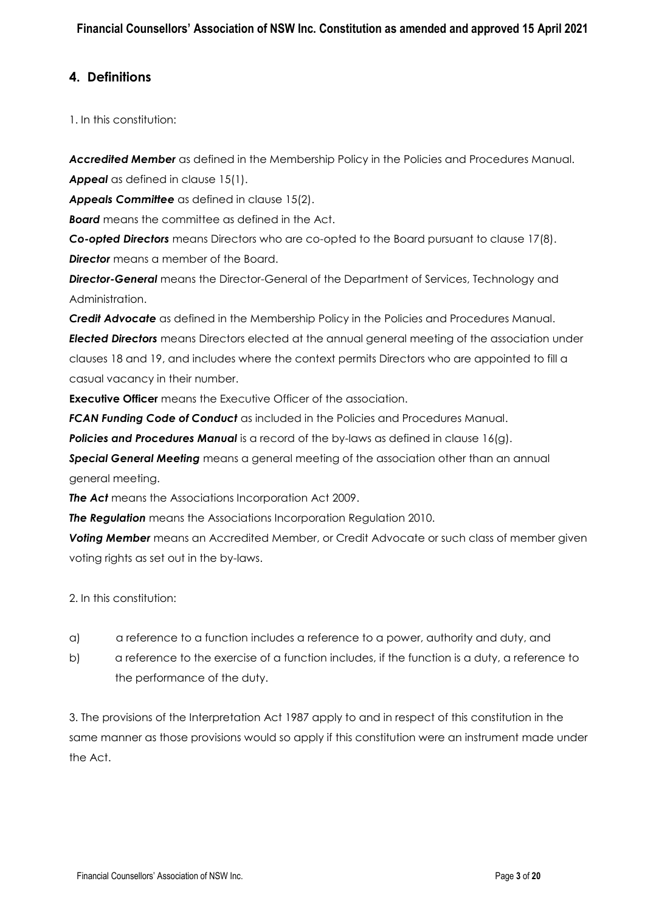## 4. Definitions

1. In this constitution:

***Accredited Member*** as defined in the Membership Policy in the Policies and Procedures Manual.

***Appeal*** as defined in clause 15(1).

***Appeals Committee*** as defined in clause 15(2).

***Board*** means the committee as defined in the Act.

***Co-opted Directors*** means Directors who are co-opted to the Board pursuant to clause 17(8).

***Director*** means a member of the Board.

***Director-General*** means the Director-General of the Department of Services, Technology and Administration.

***Credit Advocate*** as defined in the Membership Policy in the Policies and Procedures Manual.

***Elected Directors*** means Directors elected at the annual general meeting of the association under clauses 18 and 19, and includes where the context permits Directors who are appointed to fill a casual vacancy in their number.

**Executive Officer** means the Executive Officer of the association.

***FCAN Funding Code of Conduct*** as included in the Policies and Procedures Manual.

***Policies and Procedures Manual*** is a record of the by-laws as defined in clause 16(g).

***Special General Meeting*** means a general meeting of the association other than an annual general meeting.

***The Act*** means the Associations Incorporation Act 2009.

***The Regulation*** means the Associations Incorporation Regulation 2010.

***Voting Member*** means an Accredited Member, or Credit Advocate or such class of member given voting rights as set out in the by-laws.

2. In this constitution:

a) a reference to a function includes a reference to a power, authority and duty, and

b) a reference to the exercise of a function includes, if the function is a duty, a reference to the performance of the duty.

3. The provisions of the Interpretation Act 1987 apply to and in respect of this constitution in the same manner as those provisions would so apply if this constitution were an instrument made under the Act.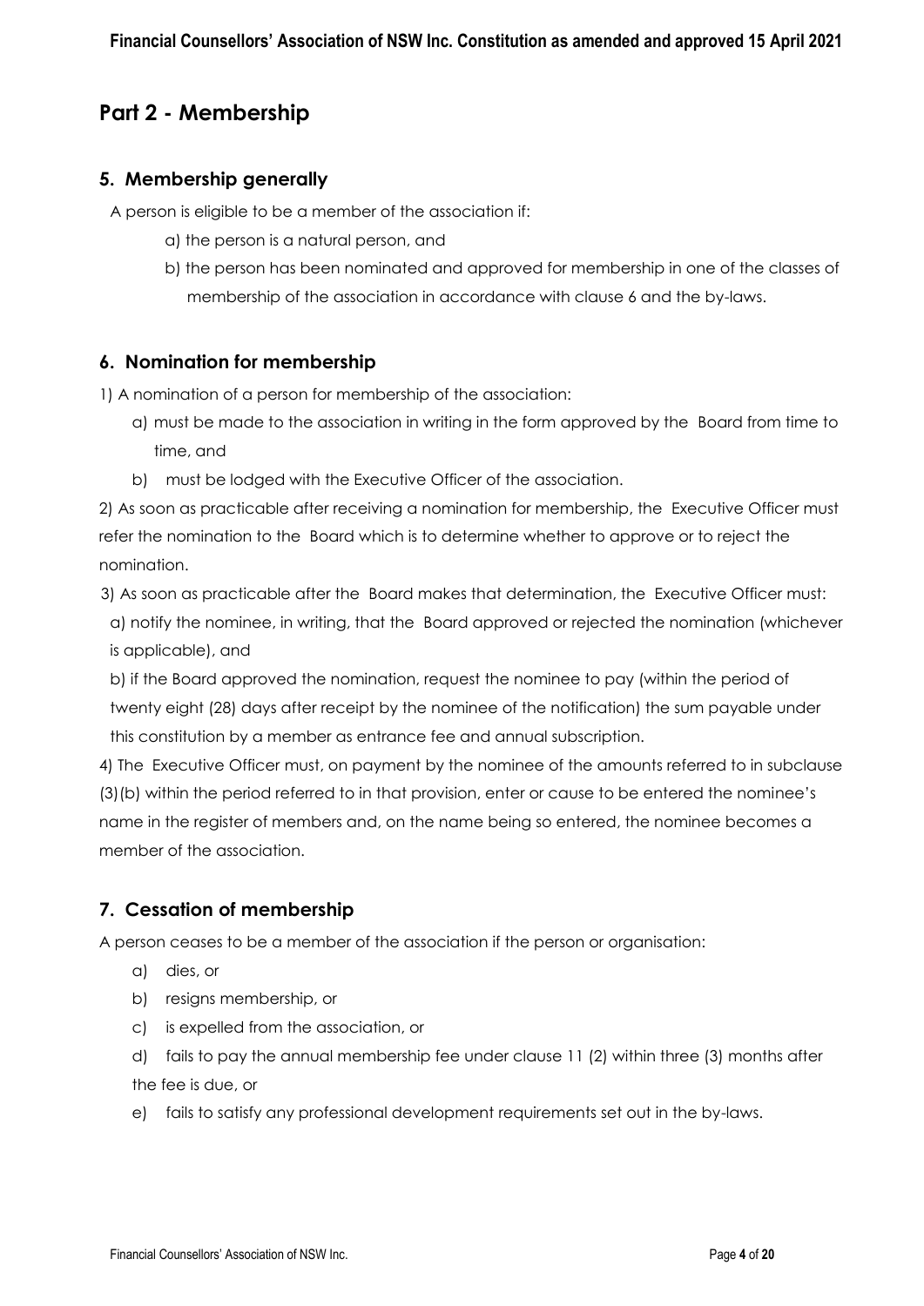# Part 2 - Membership

## 5. Membership generally

A person is eligible to be a member of the association if:

a) the person is a natural person, and

b) the person has been nominated and approved for membership in one of the classes of membership of the association in accordance with clause 6 and the by-laws.

## 6. Nomination for membership

1) A nomination of a person for membership of the association:

a) must be made to the association in writing in the form approved by the Board from time to time, and

b) must be lodged with the Executive Officer of the association.

2) As soon as practicable after receiving a nomination for membership, the Executive Officer must refer the nomination to the Board which is to determine whether to approve or to reject the nomination.

3) As soon as practicable after the Board makes that determination, the Executive Officer must:

a) notify the nominee, in writing, that the Board approved or rejected the nomination (whichever is applicable), and

b) if the Board approved the nomination, request the nominee to pay (within the period of twenty eight (28) days after receipt by the nominee of the notification) the sum payable under this constitution by a member as entrance fee and annual subscription.

4) The Executive Officer must, on payment by the nominee of the amounts referred to in subclause (3)(b) within the period referred to in that provision, enter or cause to be entered the nominee's name in the register of members and, on the name being so entered, the nominee becomes a member of the association.

## 7. Cessation of membership

A person ceases to be a member of the association if the person or organisation:

a) dies, or

b) resigns membership, or

c) is expelled from the association, or

d) fails to pay the annual membership fee under clause 11 (2) within three (3) months after the fee is due, or

e) fails to satisfy any professional development requirements set out in the by-laws.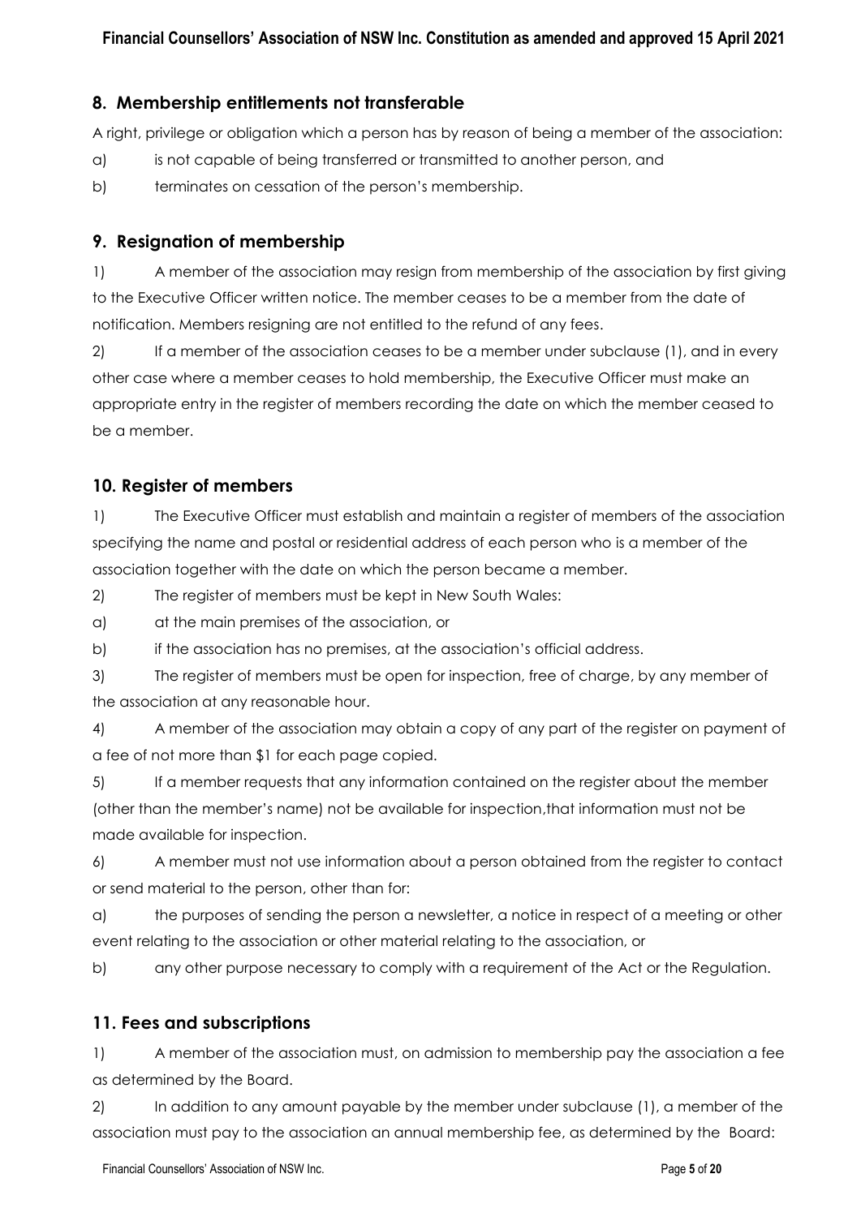## 8. Membership entitlements not transferable

A right, privilege or obligation which a person has by reason of being a member of the association:

a) is not capable of being transferred or transmitted to another person, and

b) terminates on cessation of the person's membership.

## 9. Resignation of membership

1) A member of the association may resign from membership of the association by first giving to the Executive Officer written notice. The member ceases to be a member from the date of notification. Members resigning are not entitled to the refund of any fees.

2) If a member of the association ceases to be a member under subclause (1), and in every other case where a member ceases to hold membership, the Executive Officer must make an appropriate entry in the register of members recording the date on which the member ceased to be a member.

## 10. Register of members

1) The Executive Officer must establish and maintain a register of members of the association specifying the name and postal or residential address of each person who is a member of the association together with the date on which the person became a member.

2) The register of members must be kept in New South Wales:

a) at the main premises of the association, or

b) if the association has no premises, at the association's official address.

3) The register of members must be open for inspection, free of charge, by any member of the association at any reasonable hour.

4) A member of the association may obtain a copy of any part of the register on payment of a fee of not more than $1 for each page copied.

5) If a member requests that any information contained on the register about the member (other than the member's name) not be available for inspection,that information must not be made available for inspection.

6) A member must not use information about a person obtained from the register to contact or send material to the person, other than for:

a) the purposes of sending the person a newsletter, a notice in respect of a meeting or other event relating to the association or other material relating to the association, or

b) any other purpose necessary to comply with a requirement of the Act or the Regulation.

## 11. Fees and subscriptions

1) A member of the association must, on admission to membership pay the association a fee as determined by the Board.

2) In addition to any amount payable by the member under subclause (1), a member of the association must pay to the association an annual membership fee, as determined by the Board: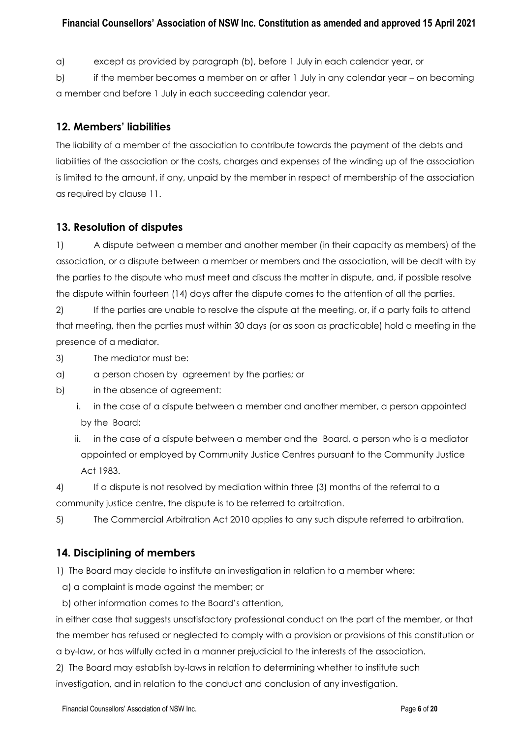a) except as provided by paragraph (b), before 1 July in each calendar year, or

b) if the member becomes a member on or after 1 July in any calendar year – on becoming a member and before 1 July in each succeeding calendar year.

## 12. Members' liabilities

The liability of a member of the association to contribute towards the payment of the debts and liabilities of the association or the costs, charges and expenses of the winding up of the association is limited to the amount, if any, unpaid by the member in respect of membership of the association as required by clause 11.

## 13. Resolution of disputes

1) A dispute between a member and another member (in their capacity as members) of the association, or a dispute between a member or members and the association, will be dealt with by the parties to the dispute who must meet and discuss the matter in dispute, and, if possible resolve the dispute within fourteen (14) days after the dispute comes to the attention of all the parties.

2) If the parties are unable to resolve the dispute at the meeting, or, if a party fails to attend that meeting, then the parties must within 30 days (or as soon as practicable) hold a meeting in the presence of a mediator.

3) The mediator must be:

a) a person chosen by agreement by the parties; or

b) in the absence of agreement:

   i. in the case of a dispute between a member and another member, a person appointed by the Board;

   ii. in the case of a dispute between a member and the Board, a person who is a mediator appointed or employed by Community Justice Centres pursuant to the Community Justice Act 1983.

4) If a dispute is not resolved by mediation within three (3) months of the referral to a community justice centre, the dispute is to be referred to arbitration.

5) The Commercial Arbitration Act 2010 applies to any such dispute referred to arbitration.

## 14. Disciplining of members

1) The Board may decide to institute an investigation in relation to a member where:

a) a complaint is made against the member; or

b) other information comes to the Board's attention,

in either case that suggests unsatisfactory professional conduct on the part of the member, or that the member has refused or neglected to comply with a provision or provisions of this constitution or a by-law, or has wilfully acted in a manner prejudicial to the interests of the association.

2) The Board may establish by-laws in relation to determining whether to institute such investigation, and in relation to the conduct and conclusion of any investigation.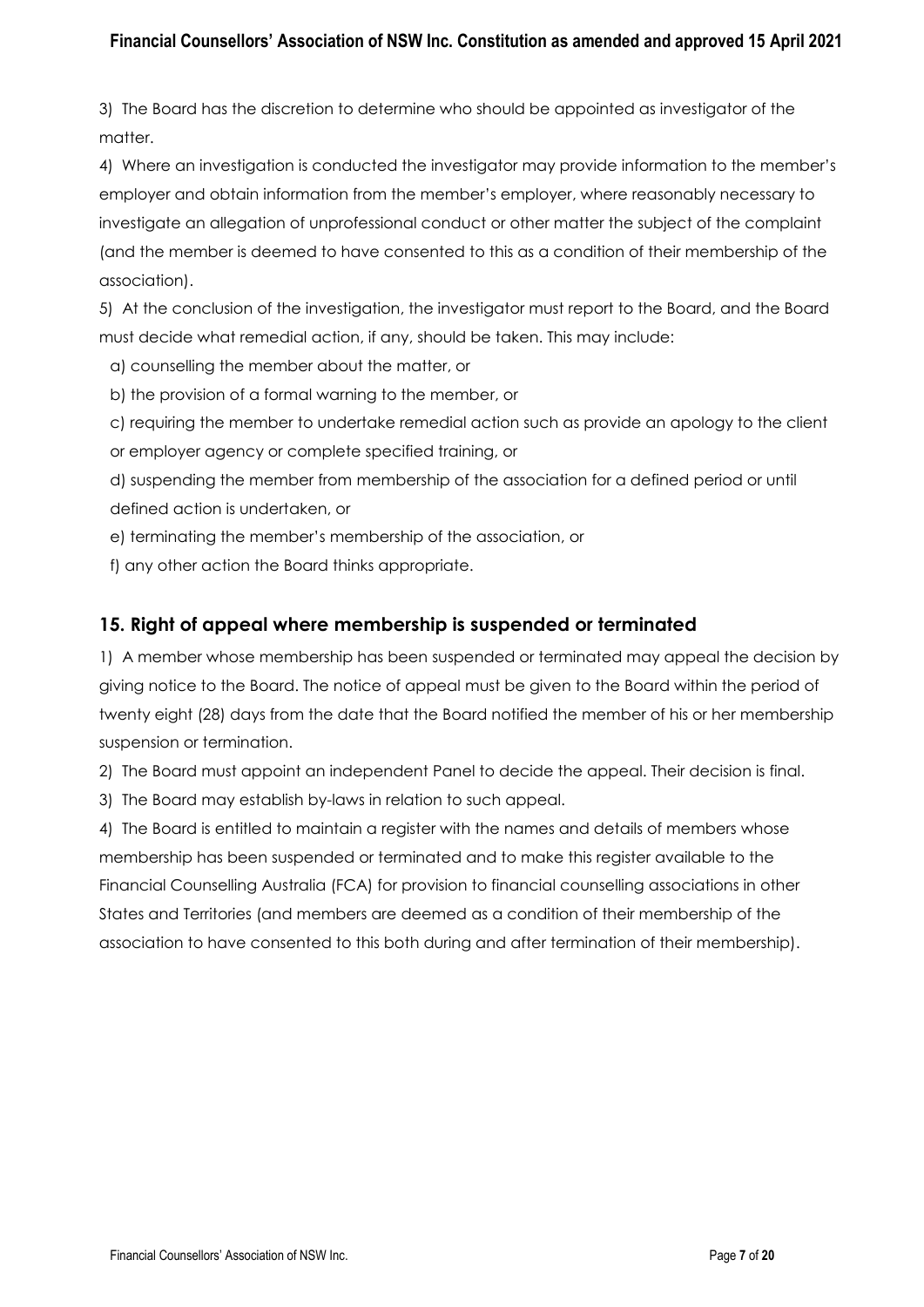3) The Board has the discretion to determine who should be appointed as investigator of the matter.

4) Where an investigation is conducted the investigator may provide information to the member's employer and obtain information from the member's employer, where reasonably necessary to investigate an allegation of unprofessional conduct or other matter the subject of the complaint (and the member is deemed to have consented to this as a condition of their membership of the association).

5) At the conclusion of the investigation, the investigator must report to the Board, and the Board must decide what remedial action, if any, should be taken. This may include:

a) counselling the member about the matter, or

b) the provision of a formal warning to the member, or

c) requiring the member to undertake remedial action such as provide an apology to the client or employer agency or complete specified training, or

d) suspending the member from membership of the association for a defined period or until defined action is undertaken, or

e) terminating the member's membership of the association, or

f) any other action the Board thinks appropriate.

## 15. Right of appeal where membership is suspended or terminated

1) A member whose membership has been suspended or terminated may appeal the decision by giving notice to the Board. The notice of appeal must be given to the Board within the period of twenty eight (28) days from the date that the Board notified the member of his or her membership suspension or termination.

2) The Board must appoint an independent Panel to decide the appeal. Their decision is final.

3) The Board may establish by-laws in relation to such appeal.

4) The Board is entitled to maintain a register with the names and details of members whose membership has been suspended or terminated and to make this register available to the Financial Counselling Australia (FCA) for provision to financial counselling associations in other States and Territories (and members are deemed as a condition of their membership of the association to have consented to this both during and after termination of their membership).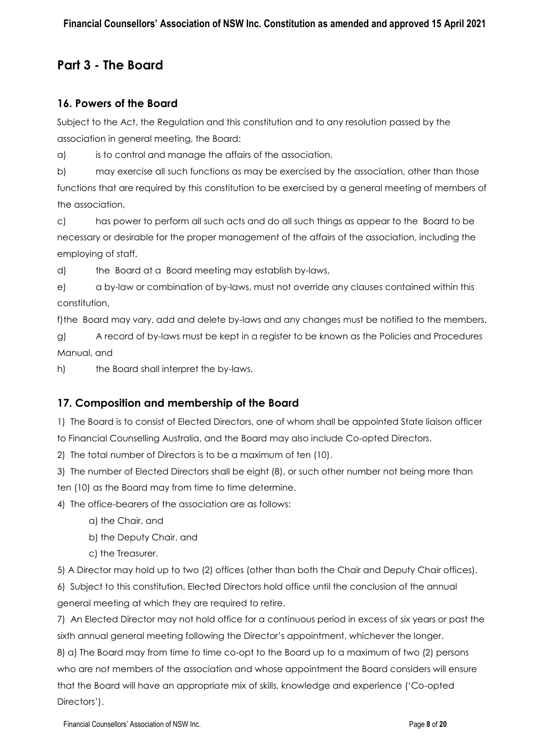## Part 3 - The Board

### 16. Powers of the Board

Subject to the Act, the Regulation and this constitution and to any resolution passed by the association in general meeting, the Board:

a) is to control and manage the affairs of the association,

b) may exercise all such functions as may be exercised by the association, other than those functions that are required by this constitution to be exercised by a general meeting of members of the association,

c) has power to perform all such acts and do all such things as appear to the Board to be necessary or desirable for the proper management of the affairs of the association, including the employing of staff,

d) the Board at a Board meeting may establish by-laws,

e) a by-law or combination of by-laws, must not override any clauses contained within this constitution,

f) the Board may vary, add and delete by-laws and any changes must be notified to the members,

g) A record of by-laws must be kept in a register to be known as the Policies and Procedures Manual, and

h) the Board shall interpret the by-laws.

### 17. Composition and membership of the Board

1) The Board is to consist of Elected Directors, one of whom shall be appointed State liaison officer to Financial Counselling Australia, and the Board may also include Co-opted Directors.

2) The total number of Directors is to be a maximum of ten (10).

3) The number of Elected Directors shall be eight (8), or such other number not being more than ten (10) as the Board may from time to time determine.

4) The office-bearers of the association are as follows:

a) the Chair, and

b) the Deputy Chair, and

c) the Treasurer.

5) A Director may hold up to two (2) offices (other than both the Chair and Deputy Chair offices).

6) Subject to this constitution, Elected Directors hold office until the conclusion of the annual general meeting at which they are required to retire.

7) An Elected Director may not hold office for a continuous period in excess of six years or past the sixth annual general meeting following the Director's appointment, whichever the longer.

8) a) The Board may from time to time co-opt to the Board up to a maximum of two (2) persons who are not members of the association and whose appointment the Board considers will ensure that the Board will have an appropriate mix of skills, knowledge and experience ('Co-opted Directors').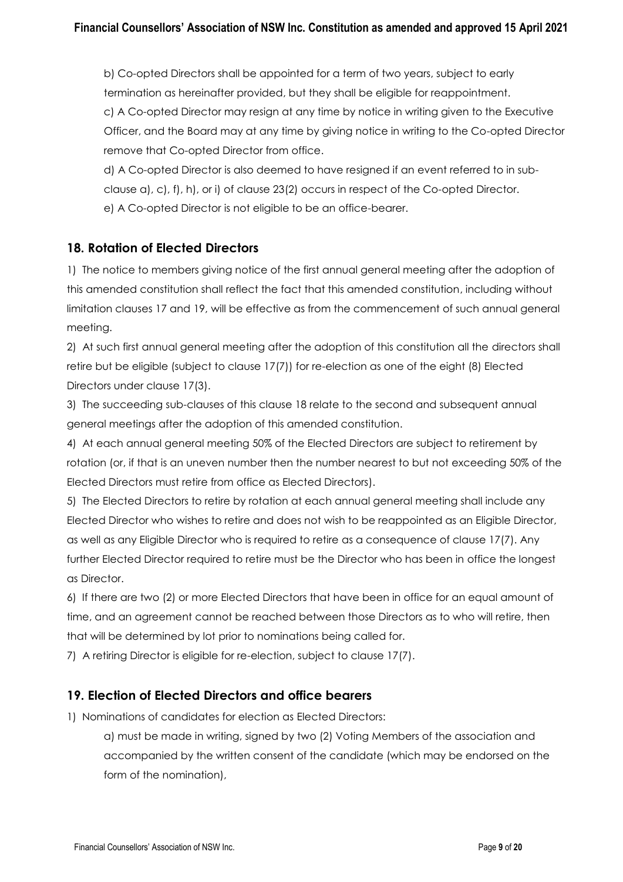b) Co-opted Directors shall be appointed for a term of two years, subject to early termination as hereinafter provided, but they shall be eligible for reappointment.

c) A Co-opted Director may resign at any time by notice in writing given to the Executive Officer, and the Board may at any time by giving notice in writing to the Co-opted Director remove that Co-opted Director from office.

d) A Co-opted Director is also deemed to have resigned if an event referred to in sub-clause a), c), f), h), or i) of clause 23(2) occurs in respect of the Co-opted Director.

e) A Co-opted Director is not eligible to be an office-bearer.

## 18. Rotation of Elected Directors

1) The notice to members giving notice of the first annual general meeting after the adoption of this amended constitution shall reflect the fact that this amended constitution, including without limitation clauses 17 and 19, will be effective as from the commencement of such annual general meeting.

2) At such first annual general meeting after the adoption of this constitution all the directors shall retire but be eligible (subject to clause 17(7)) for re-election as one of the eight (8) Elected Directors under clause 17(3).

3) The succeeding sub-clauses of this clause 18 relate to the second and subsequent annual general meetings after the adoption of this amended constitution.

4) At each annual general meeting 50% of the Elected Directors are subject to retirement by rotation (or, if that is an uneven number then the number nearest to but not exceeding 50% of the Elected Directors must retire from office as Elected Directors).

5) The Elected Directors to retire by rotation at each annual general meeting shall include any Elected Director who wishes to retire and does not wish to be reappointed as an Eligible Director, as well as any Eligible Director who is required to retire as a consequence of clause 17(7). Any further Elected Director required to retire must be the Director who has been in office the longest as Director.

6) If there are two (2) or more Elected Directors that have been in office for an equal amount of time, and an agreement cannot be reached between those Directors as to who will retire, then that will be determined by lot prior to nominations being called for.

7) A retiring Director is eligible for re-election, subject to clause 17(7).

## 19. Election of Elected Directors and office bearers

1) Nominations of candidates for election as Elected Directors:

a) must be made in writing, signed by two (2) Voting Members of the association and accompanied by the written consent of the candidate (which may be endorsed on the form of the nomination),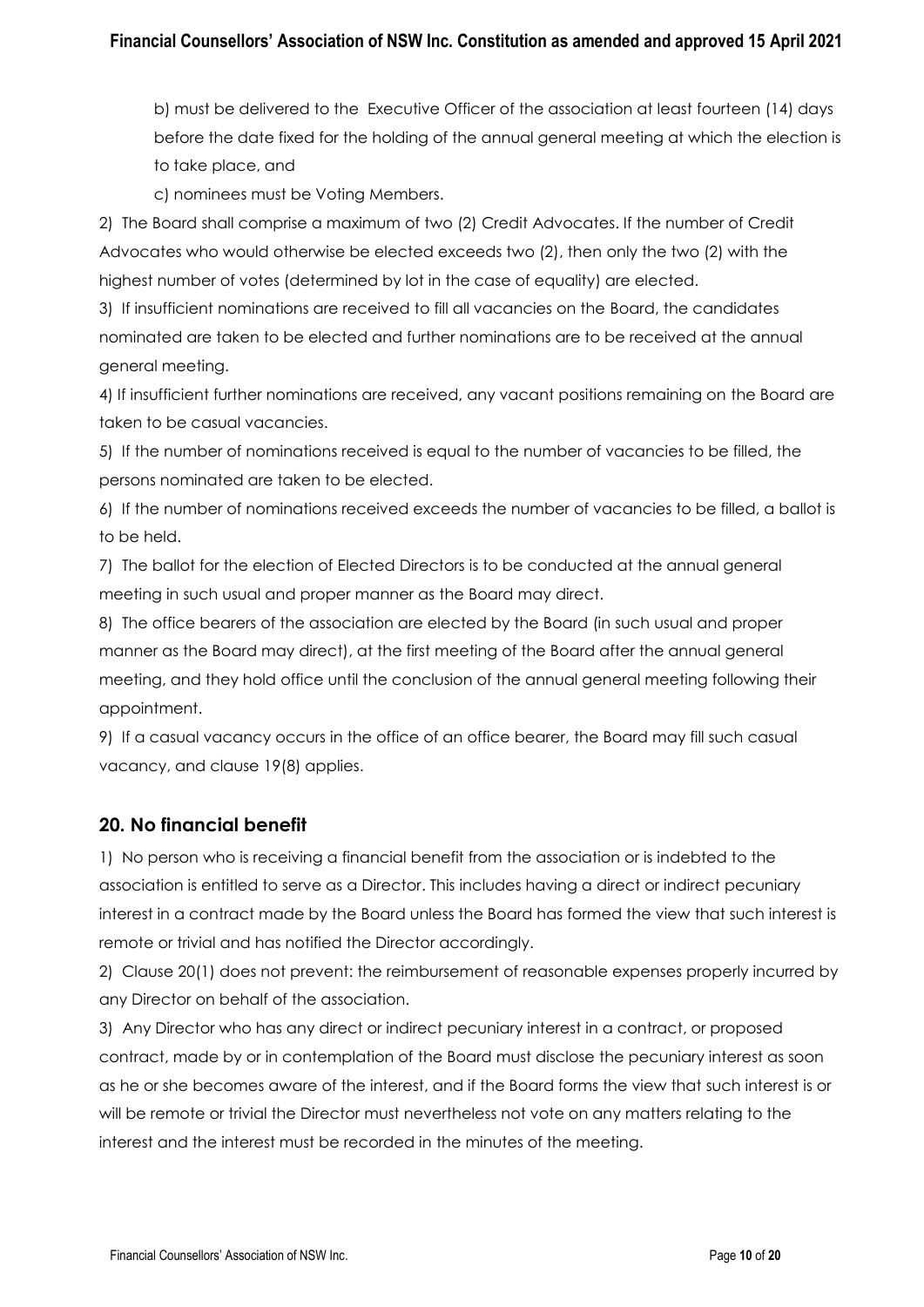b) must be delivered to the Executive Officer of the association at least fourteen (14) days before the date fixed for the holding of the annual general meeting at which the election is to take place, and

c) nominees must be Voting Members.

2) The Board shall comprise a maximum of two (2) Credit Advocates. If the number of Credit Advocates who would otherwise be elected exceeds two (2), then only the two (2) with the highest number of votes (determined by lot in the case of equality) are elected.

3) If insufficient nominations are received to fill all vacancies on the Board, the candidates nominated are taken to be elected and further nominations are to be received at the annual general meeting.

4) If insufficient further nominations are received, any vacant positions remaining on the Board are taken to be casual vacancies.

5) If the number of nominations received is equal to the number of vacancies to be filled, the persons nominated are taken to be elected.

6) If the number of nominations received exceeds the number of vacancies to be filled, a ballot is to be held.

7) The ballot for the election of Elected Directors is to be conducted at the annual general meeting in such usual and proper manner as the Board may direct.

8) The office bearers of the association are elected by the Board (in such usual and proper manner as the Board may direct), at the first meeting of the Board after the annual general meeting, and they hold office until the conclusion of the annual general meeting following their appointment.

9) If a casual vacancy occurs in the office of an office bearer, the Board may fill such casual vacancy, and clause 19(8) applies.

## 20. No financial benefit

1) No person who is receiving a financial benefit from the association or is indebted to the association is entitled to serve as a Director. This includes having a direct or indirect pecuniary interest in a contract made by the Board unless the Board has formed the view that such interest is remote or trivial and has notified the Director accordingly.

2) Clause 20(1) does not prevent: the reimbursement of reasonable expenses properly incurred by any Director on behalf of the association.

3) Any Director who has any direct or indirect pecuniary interest in a contract, or proposed contract, made by or in contemplation of the Board must disclose the pecuniary interest as soon as he or she becomes aware of the interest, and if the Board forms the view that such interest is or will be remote or trivial the Director must nevertheless not vote on any matters relating to the interest and the interest must be recorded in the minutes of the meeting.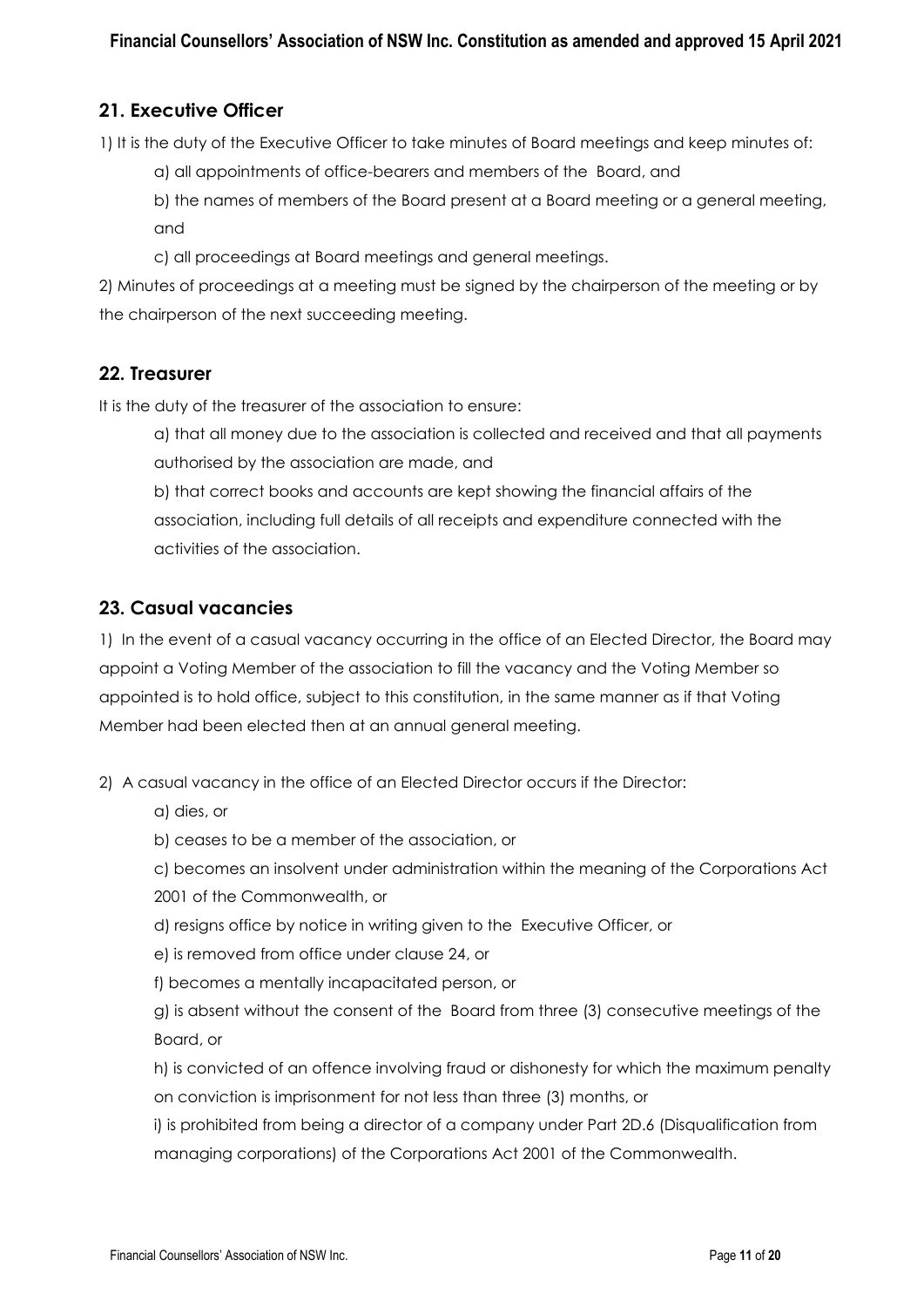## 21. Executive Officer

1) It is the duty of the Executive Officer to take minutes of Board meetings and keep minutes of:

a) all appointments of office-bearers and members of the Board, and

b) the names of members of the Board present at a Board meeting or a general meeting, and

c) all proceedings at Board meetings and general meetings.

2) Minutes of proceedings at a meeting must be signed by the chairperson of the meeting or by the chairperson of the next succeeding meeting.

## 22. Treasurer

It is the duty of the treasurer of the association to ensure:

a) that all money due to the association is collected and received and that all payments authorised by the association are made, and

b) that correct books and accounts are kept showing the financial affairs of the association, including full details of all receipts and expenditure connected with the activities of the association.

## 23. Casual vacancies

1) In the event of a casual vacancy occurring in the office of an Elected Director, the Board may appoint a Voting Member of the association to fill the vacancy and the Voting Member so appointed is to hold office, subject to this constitution, in the same manner as if that Voting Member had been elected then at an annual general meeting.

2) A casual vacancy in the office of an Elected Director occurs if the Director:

a) dies, or

b) ceases to be a member of the association, or

c) becomes an insolvent under administration within the meaning of the Corporations Act 2001 of the Commonwealth, or

d) resigns office by notice in writing given to the Executive Officer, or

e) is removed from office under clause 24, or

f) becomes a mentally incapacitated person, or

g) is absent without the consent of the Board from three (3) consecutive meetings of the Board, or

h) is convicted of an offence involving fraud or dishonesty for which the maximum penalty on conviction is imprisonment for not less than three (3) months, or

i) is prohibited from being a director of a company under Part 2D.6 (Disqualification from managing corporations) of the Corporations Act 2001 of the Commonwealth.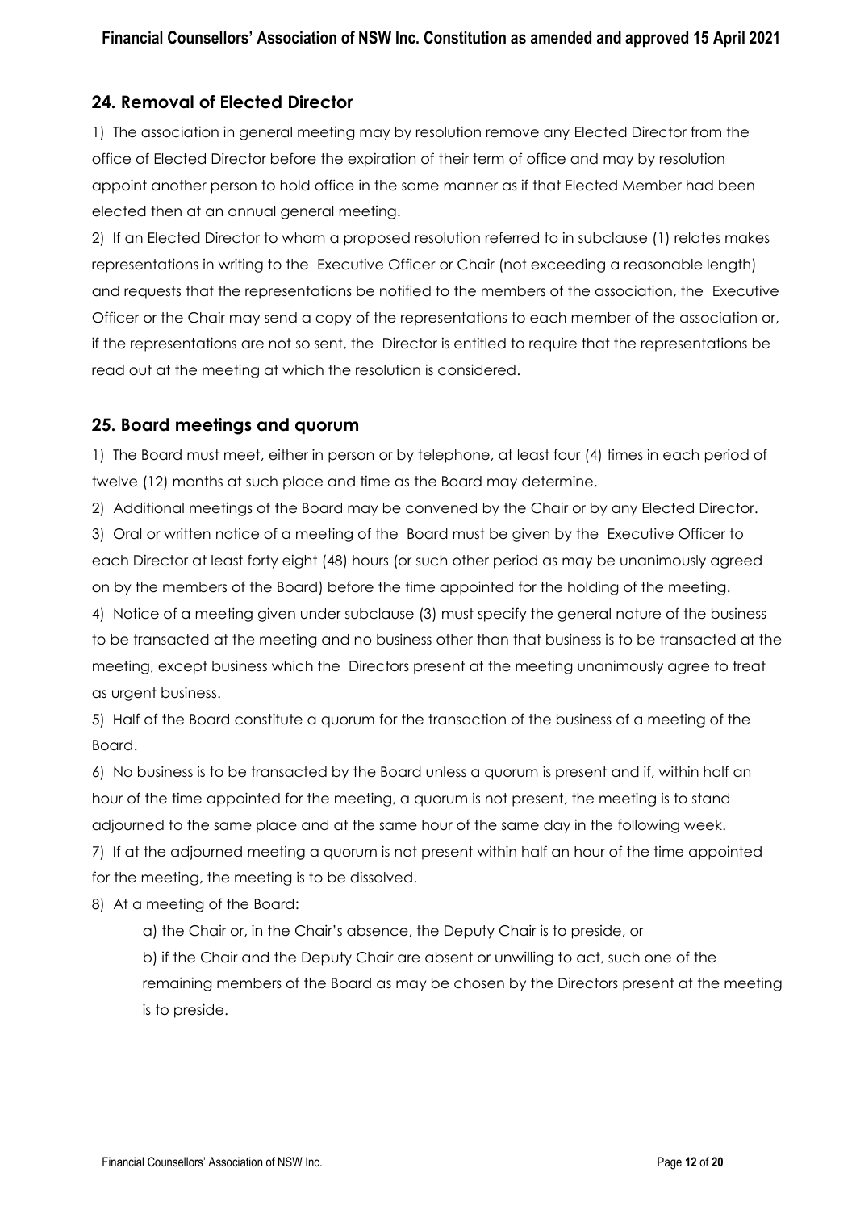## 24. Removal of Elected Director

1) The association in general meeting may by resolution remove any Elected Director from the office of Elected Director before the expiration of their term of office and may by resolution appoint another person to hold office in the same manner as if that Elected Member had been elected then at an annual general meeting.

2) If an Elected Director to whom a proposed resolution referred to in subclause (1) relates makes representations in writing to the Executive Officer or Chair (not exceeding a reasonable length) and requests that the representations be notified to the members of the association, the Executive Officer or the Chair may send a copy of the representations to each member of the association or, if the representations are not so sent, the Director is entitled to require that the representations be read out at the meeting at which the resolution is considered.

## 25. Board meetings and quorum

1) The Board must meet, either in person or by telephone, at least four (4) times in each period of twelve (12) months at such place and time as the Board may determine.

2) Additional meetings of the Board may be convened by the Chair or by any Elected Director.

3) Oral or written notice of a meeting of the Board must be given by the Executive Officer to each Director at least forty eight (48) hours (or such other period as may be unanimously agreed on by the members of the Board) before the time appointed for the holding of the meeting.

4) Notice of a meeting given under subclause (3) must specify the general nature of the business to be transacted at the meeting and no business other than that business is to be transacted at the meeting, except business which the Directors present at the meeting unanimously agree to treat as urgent business.

5) Half of the Board constitute a quorum for the transaction of the business of a meeting of the Board.

6) No business is to be transacted by the Board unless a quorum is present and if, within half an hour of the time appointed for the meeting, a quorum is not present, the meeting is to stand adjourned to the same place and at the same hour of the same day in the following week.

7) If at the adjourned meeting a quorum is not present within half an hour of the time appointed for the meeting, the meeting is to be dissolved.

8) At a meeting of the Board:

a) the Chair or, in the Chair's absence, the Deputy Chair is to preside, or

b) if the Chair and the Deputy Chair are absent or unwilling to act, such one of the remaining members of the Board as may be chosen by the Directors present at the meeting is to preside.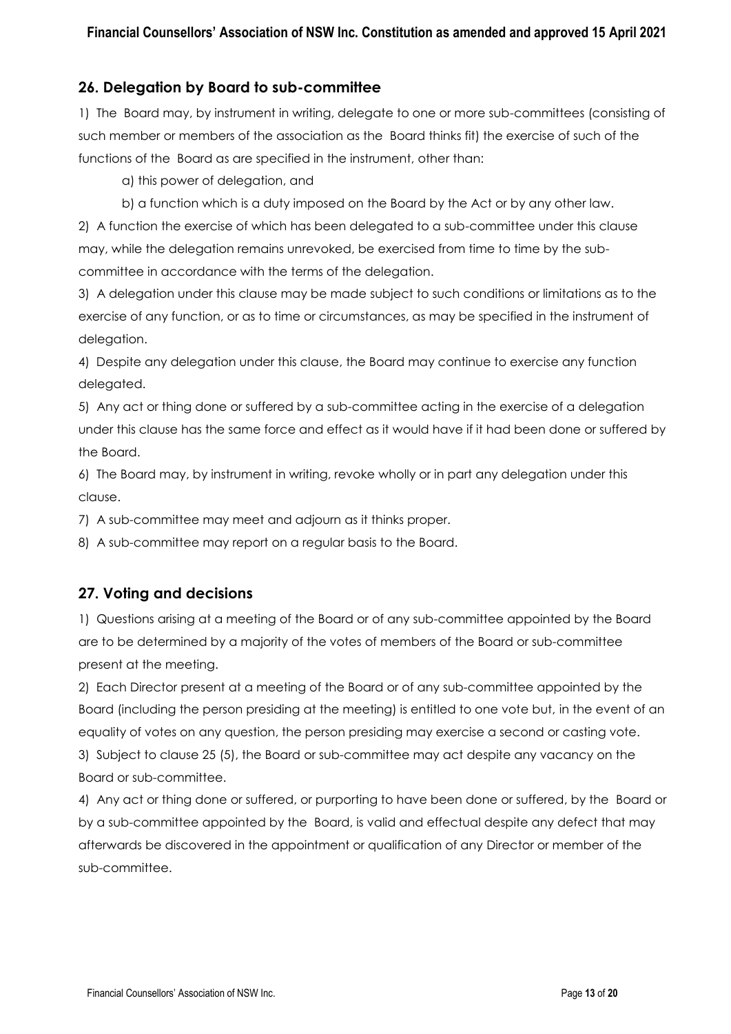## 26. Delegation by Board to sub-committee

1) The Board may, by instrument in writing, delegate to one or more sub-committees (consisting of such member or members of the association as the Board thinks fit) the exercise of such of the functions of the Board as are specified in the instrument, other than:

a) this power of delegation, and

b) a function which is a duty imposed on the Board by the Act or by any other law.

2) A function the exercise of which has been delegated to a sub-committee under this clause may, while the delegation remains unrevoked, be exercised from time to time by the sub-committee in accordance with the terms of the delegation.

3) A delegation under this clause may be made subject to such conditions or limitations as to the exercise of any function, or as to time or circumstances, as may be specified in the instrument of delegation.

4) Despite any delegation under this clause, the Board may continue to exercise any function delegated.

5) Any act or thing done or suffered by a sub-committee acting in the exercise of a delegation under this clause has the same force and effect as it would have if it had been done or suffered by the Board.

6) The Board may, by instrument in writing, revoke wholly or in part any delegation under this clause.

7) A sub-committee may meet and adjourn as it thinks proper.

8) A sub-committee may report on a regular basis to the Board.

## 27. Voting and decisions

1) Questions arising at a meeting of the Board or of any sub-committee appointed by the Board are to be determined by a majority of the votes of members of the Board or sub-committee present at the meeting.

2) Each Director present at a meeting of the Board or of any sub-committee appointed by the Board (including the person presiding at the meeting) is entitled to one vote but, in the event of an equality of votes on any question, the person presiding may exercise a second or casting vote.

3) Subject to clause 25 (5), the Board or sub-committee may act despite any vacancy on the Board or sub-committee.

4) Any act or thing done or suffered, or purporting to have been done or suffered, by the Board or by a sub-committee appointed by the Board, is valid and effectual despite any defect that may afterwards be discovered in the appointment or qualification of any Director or member of the sub-committee.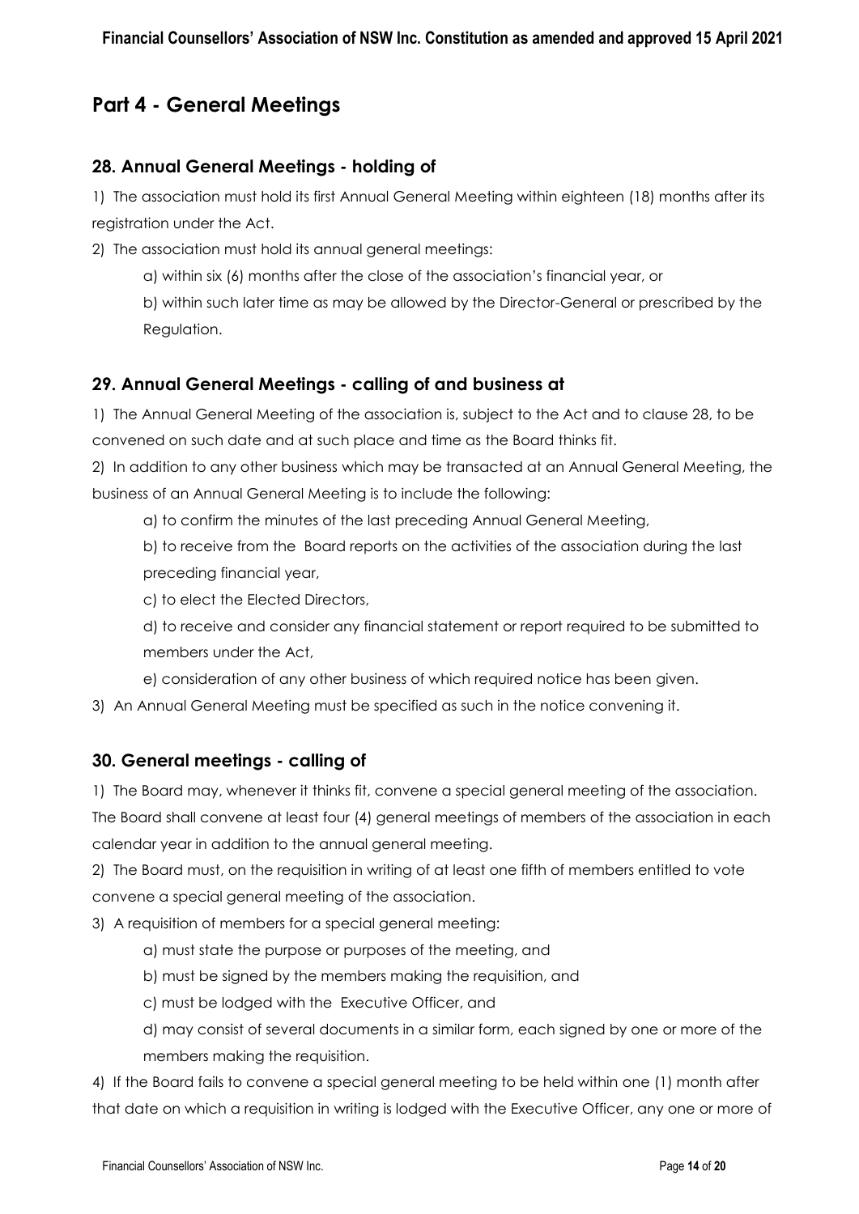## Part 4 - General Meetings

### 28. Annual General Meetings - holding of

1) The association must hold its first Annual General Meeting within eighteen (18) months after its registration under the Act.

2) The association must hold its annual general meetings:

   a) within six (6) months after the close of the association's financial year, or

   b) within such later time as may be allowed by the Director-General or prescribed by the Regulation.

### 29. Annual General Meetings - calling of and business at

1) The Annual General Meeting of the association is, subject to the Act and to clause 28, to be convened on such date and at such place and time as the Board thinks fit.

2) In addition to any other business which may be transacted at an Annual General Meeting, the business of an Annual General Meeting is to include the following:

   a) to confirm the minutes of the last preceding Annual General Meeting,

   b) to receive from the Board reports on the activities of the association during the last preceding financial year,

   c) to elect the Elected Directors,

   d) to receive and consider any financial statement or report required to be submitted to members under the Act,

   e) consideration of any other business of which required notice has been given.

3) An Annual General Meeting must be specified as such in the notice convening it.

### 30. General meetings - calling of

1) The Board may, whenever it thinks fit, convene a special general meeting of the association. The Board shall convene at least four (4) general meetings of members of the association in each calendar year in addition to the annual general meeting.

2) The Board must, on the requisition in writing of at least one fifth of members entitled to vote convene a special general meeting of the association.

3) A requisition of members for a special general meeting:

   a) must state the purpose or purposes of the meeting, and

   b) must be signed by the members making the requisition, and

   c) must be lodged with the Executive Officer, and

   d) may consist of several documents in a similar form, each signed by one or more of the members making the requisition.

4) If the Board fails to convene a special general meeting to be held within one (1) month after that date on which a requisition in writing is lodged with the Executive Officer, any one or more of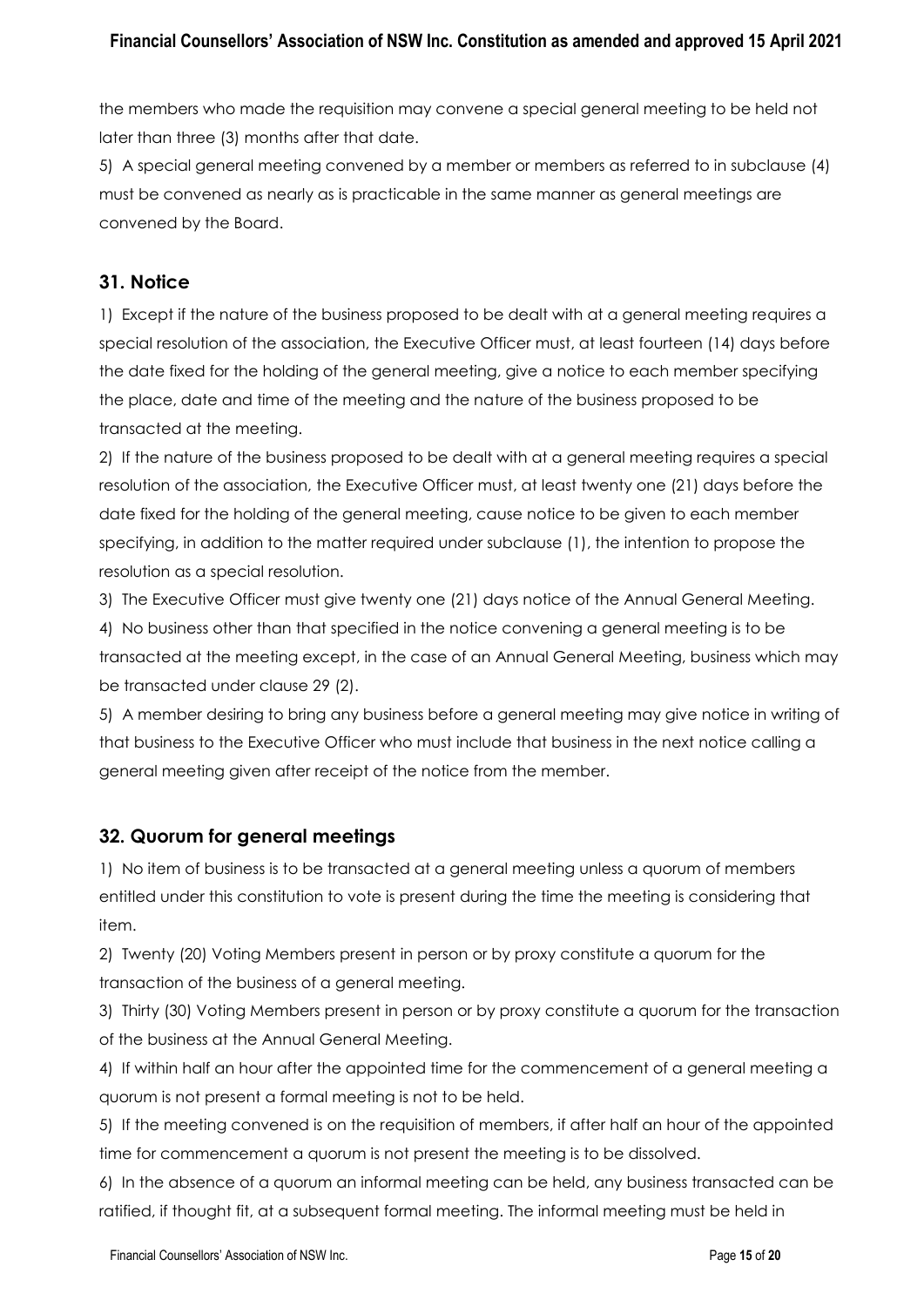the members who made the requisition may convene a special general meeting to be held not later than three (3) months after that date.

5) A special general meeting convened by a member or members as referred to in subclause (4) must be convened as nearly as is practicable in the same manner as general meetings are convened by the Board.

## 31. Notice

1) Except if the nature of the business proposed to be dealt with at a general meeting requires a special resolution of the association, the Executive Officer must, at least fourteen (14) days before the date fixed for the holding of the general meeting, give a notice to each member specifying the place, date and time of the meeting and the nature of the business proposed to be transacted at the meeting.

2) If the nature of the business proposed to be dealt with at a general meeting requires a special resolution of the association, the Executive Officer must, at least twenty one (21) days before the date fixed for the holding of the general meeting, cause notice to be given to each member specifying, in addition to the matter required under subclause (1), the intention to propose the resolution as a special resolution.

3) The Executive Officer must give twenty one (21) days notice of the Annual General Meeting.

4) No business other than that specified in the notice convening a general meeting is to be transacted at the meeting except, in the case of an Annual General Meeting, business which may be transacted under clause 29 (2).

5) A member desiring to bring any business before a general meeting may give notice in writing of that business to the Executive Officer who must include that business in the next notice calling a general meeting given after receipt of the notice from the member.

## 32. Quorum for general meetings

1) No item of business is to be transacted at a general meeting unless a quorum of members entitled under this constitution to vote is present during the time the meeting is considering that item.

2) Twenty (20) Voting Members present in person or by proxy constitute a quorum for the transaction of the business of a general meeting.

3) Thirty (30) Voting Members present in person or by proxy constitute a quorum for the transaction of the business at the Annual General Meeting.

4) If within half an hour after the appointed time for the commencement of a general meeting a quorum is not present a formal meeting is not to be held.

5) If the meeting convened is on the requisition of members, if after half an hour of the appointed time for commencement a quorum is not present the meeting is to be dissolved.

6) In the absence of a quorum an informal meeting can be held, any business transacted can be ratified, if thought fit, at a subsequent formal meeting. The informal meeting must be held in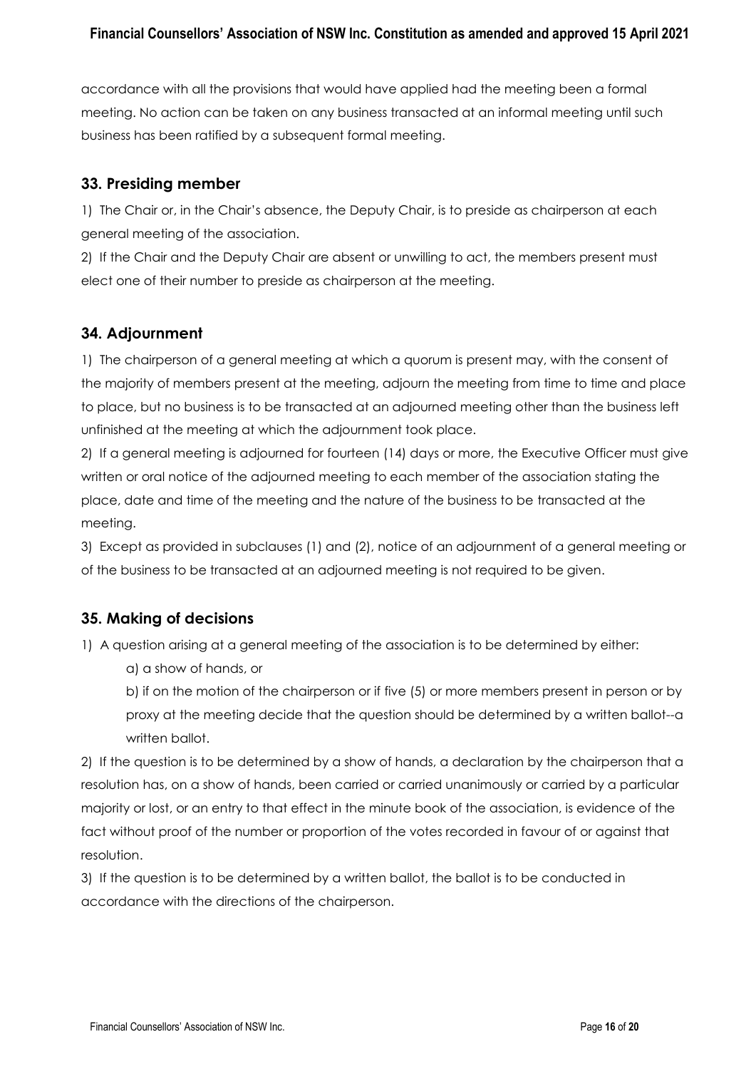accordance with all the provisions that would have applied had the meeting been a formal meeting. No action can be taken on any business transacted at an informal meeting until such business has been ratified by a subsequent formal meeting.

## 33. Presiding member

1) The Chair or, in the Chair's absence, the Deputy Chair, is to preside as chairperson at each general meeting of the association.

2) If the Chair and the Deputy Chair are absent or unwilling to act, the members present must elect one of their number to preside as chairperson at the meeting.

## 34. Adjournment

1) The chairperson of a general meeting at which a quorum is present may, with the consent of the majority of members present at the meeting, adjourn the meeting from time to time and place to place, but no business is to be transacted at an adjourned meeting other than the business left unfinished at the meeting at which the adjournment took place.

2) If a general meeting is adjourned for fourteen (14) days or more, the Executive Officer must give written or oral notice of the adjourned meeting to each member of the association stating the place, date and time of the meeting and the nature of the business to be transacted at the meeting.

3) Except as provided in subclauses (1) and (2), notice of an adjournment of a general meeting or of the business to be transacted at an adjourned meeting is not required to be given.

## 35. Making of decisions

1) A question arising at a general meeting of the association is to be determined by either:

   a) a show of hands, or

   b) if on the motion of the chairperson or if five (5) or more members present in person or by proxy at the meeting decide that the question should be determined by a written ballot--a written ballot.

2) If the question is to be determined by a show of hands, a declaration by the chairperson that a resolution has, on a show of hands, been carried or carried unanimously or carried by a particular majority or lost, or an entry to that effect in the minute book of the association, is evidence of the fact without proof of the number or proportion of the votes recorded in favour of or against that resolution.

3) If the question is to be determined by a written ballot, the ballot is to be conducted in accordance with the directions of the chairperson.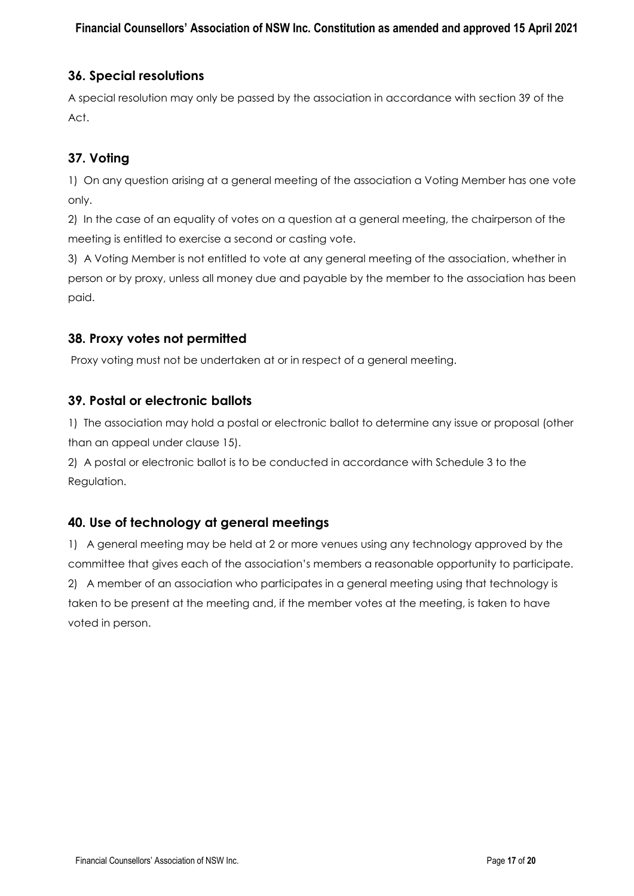## 36. Special resolutions

A special resolution may only be passed by the association in accordance with section 39 of the Act.

## 37. Voting

1) On any question arising at a general meeting of the association a Voting Member has one vote only.

2) In the case of an equality of votes on a question at a general meeting, the chairperson of the meeting is entitled to exercise a second or casting vote.

3) A Voting Member is not entitled to vote at any general meeting of the association, whether in person or by proxy, unless all money due and payable by the member to the association has been paid.

## 38. Proxy votes not permitted

Proxy voting must not be undertaken at or in respect of a general meeting.

## 39. Postal or electronic ballots

1) The association may hold a postal or electronic ballot to determine any issue or proposal (other than an appeal under clause 15).

2) A postal or electronic ballot is to be conducted in accordance with Schedule 3 to the Regulation.

## 40. Use of technology at general meetings

1) A general meeting may be held at 2 or more venues using any technology approved by the committee that gives each of the association's members a reasonable opportunity to participate.

2) A member of an association who participates in a general meeting using that technology is taken to be present at the meeting and, if the member votes at the meeting, is taken to have voted in person.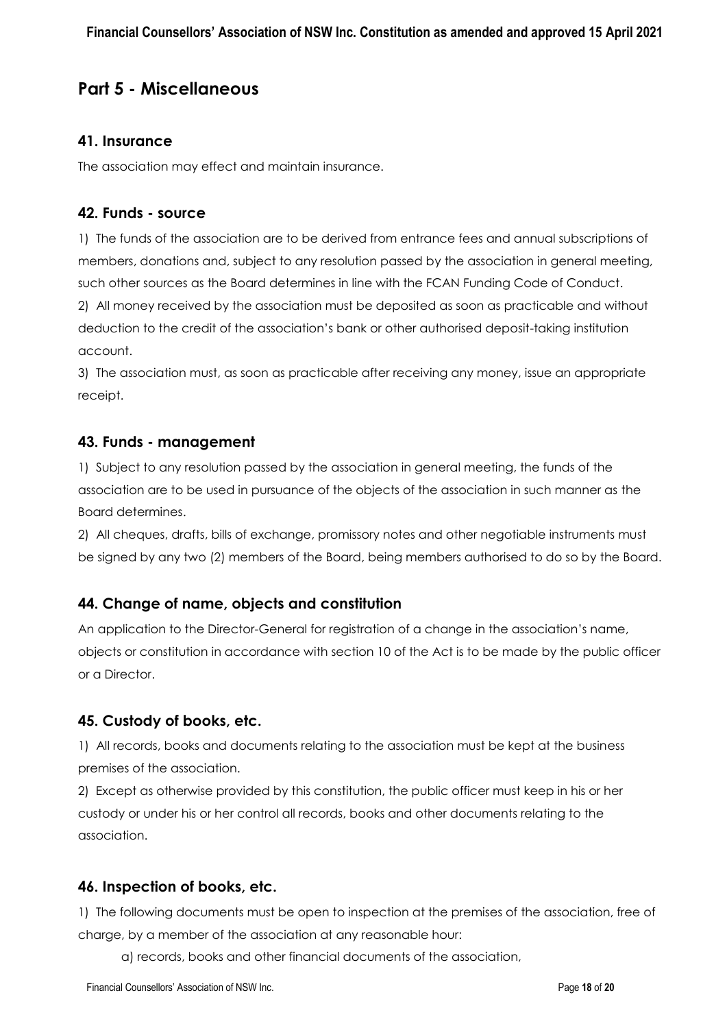# Part 5 - Miscellaneous

## 41. Insurance

The association may effect and maintain insurance.

## 42. Funds - source

1) The funds of the association are to be derived from entrance fees and annual subscriptions of members, donations and, subject to any resolution passed by the association in general meeting, such other sources as the Board determines in line with the FCAN Funding Code of Conduct.

2) All money received by the association must be deposited as soon as practicable and without deduction to the credit of the association's bank or other authorised deposit-taking institution account.

3) The association must, as soon as practicable after receiving any money, issue an appropriate receipt.

## 43. Funds - management

1) Subject to any resolution passed by the association in general meeting, the funds of the association are to be used in pursuance of the objects of the association in such manner as the Board determines.

2) All cheques, drafts, bills of exchange, promissory notes and other negotiable instruments must be signed by any two (2) members of the Board, being members authorised to do so by the Board.

## 44. Change of name, objects and constitution

An application to the Director-General for registration of a change in the association's name, objects or constitution in accordance with section 10 of the Act is to be made by the public officer or a Director.

## 45. Custody of books, etc.

1) All records, books and documents relating to the association must be kept at the business premises of the association.

2) Except as otherwise provided by this constitution, the public officer must keep in his or her custody or under his or her control all records, books and other documents relating to the association.

## 46. Inspection of books, etc.

1) The following documents must be open to inspection at the premises of the association, free of charge, by a member of the association at any reasonable hour:

a) records, books and other financial documents of the association,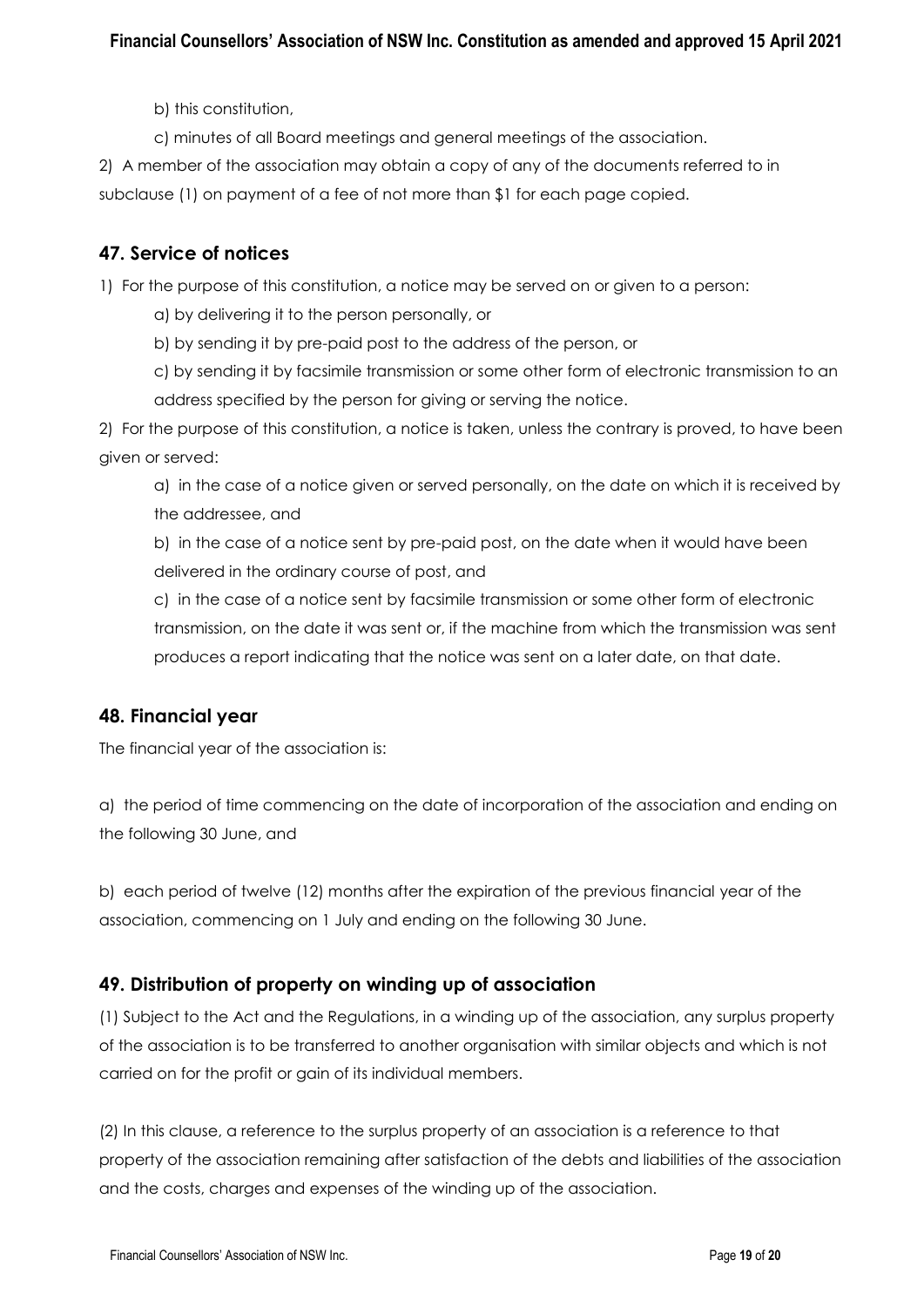b) this constitution,

c) minutes of all Board meetings and general meetings of the association.

2) A member of the association may obtain a copy of any of the documents referred to in subclause (1) on payment of a fee of not more than $1 for each page copied.

## 47. Service of notices

1) For the purpose of this constitution, a notice may be served on or given to a person:

a) by delivering it to the person personally, or

b) by sending it by pre-paid post to the address of the person, or

c) by sending it by facsimile transmission or some other form of electronic transmission to an address specified by the person for giving or serving the notice.

2) For the purpose of this constitution, a notice is taken, unless the contrary is proved, to have been given or served:

a) in the case of a notice given or served personally, on the date on which it is received by the addressee, and

b) in the case of a notice sent by pre-paid post, on the date when it would have been delivered in the ordinary course of post, and

c) in the case of a notice sent by facsimile transmission or some other form of electronic transmission, on the date it was sent or, if the machine from which the transmission was sent produces a report indicating that the notice was sent on a later date, on that date.

## 48. Financial year

The financial year of the association is:

a) the period of time commencing on the date of incorporation of the association and ending on the following 30 June, and

b) each period of twelve (12) months after the expiration of the previous financial year of the association, commencing on 1 July and ending on the following 30 June.

## 49. Distribution of property on winding up of association

(1) Subject to the Act and the Regulations, in a winding up of the association, any surplus property of the association is to be transferred to another organisation with similar objects and which is not carried on for the profit or gain of its individual members.

(2) In this clause, a reference to the surplus property of an association is a reference to that property of the association remaining after satisfaction of the debts and liabilities of the association and the costs, charges and expenses of the winding up of the association.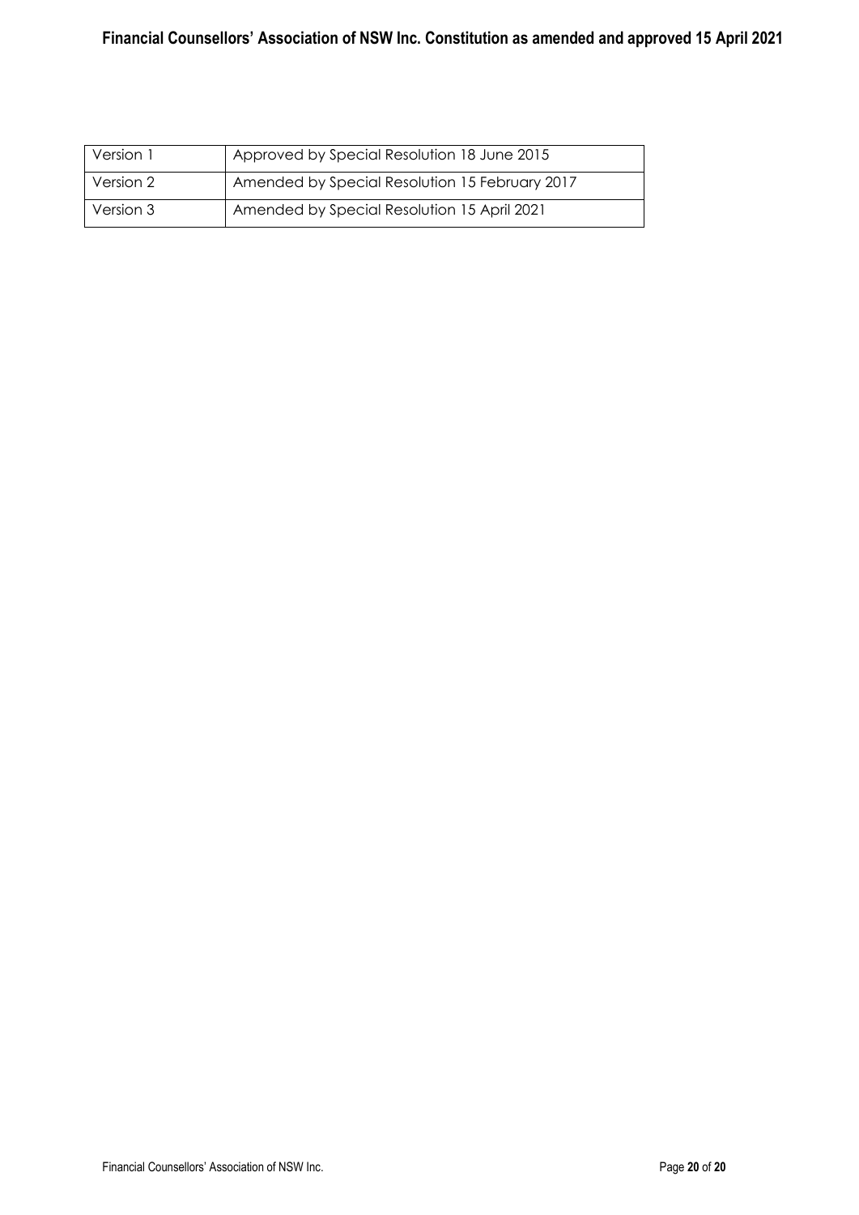| | |
|---|---|
| Version 1 | Approved by Special Resolution 18 June 2015 |
| Version 2 | Amended by Special Resolution 15 February 2017 |
| Version 3 | Amended by Special Resolution 15 April 2021 |